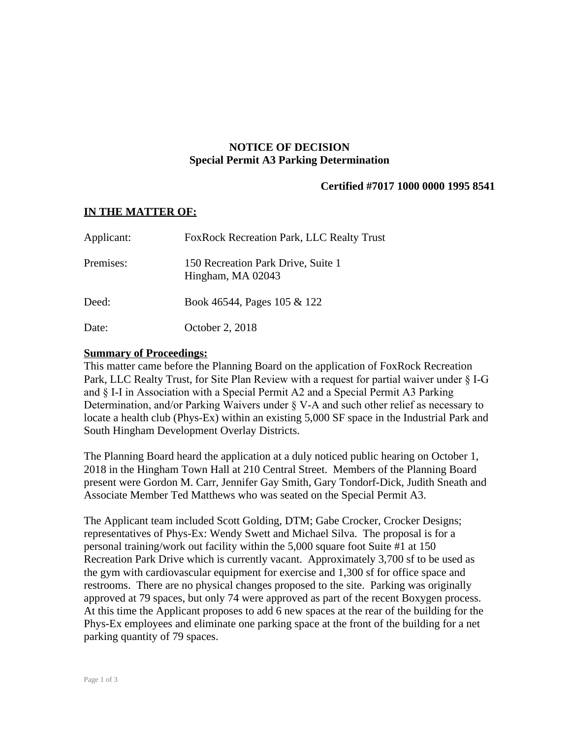**NOTICE OF DECISION**
**Special Permit A3 Parking Determination**

**Certified #7017 1000 0000 1995 8541**

**IN THE MATTER OF:**

Applicant: FoxRock Recreation Park, LLC Realty Trust

Premises: 150 Recreation Park Drive, Suite 1
Hingham, MA 02043

Deed: Book 46544, Pages 105 & 122

Date: October 2, 2018

**Summary of Proceedings:**

This matter came before the Planning Board on the application of FoxRock Recreation Park, LLC Realty Trust, for Site Plan Review with a request for partial waiver under § I-G and § I-I in Association with a Special Permit A2 and a Special Permit A3 Parking Determination, and/or Parking Waivers under § V-A and such other relief as necessary to locate a health club (Phys-Ex) within an existing 5,000 SF space in the Industrial Park and South Hingham Development Overlay Districts.

The Planning Board heard the application at a duly noticed public hearing on October 1, 2018 in the Hingham Town Hall at 210 Central Street. Members of the Planning Board present were Gordon M. Carr, Jennifer Gay Smith, Gary Tondorf-Dick, Judith Sneath and Associate Member Ted Matthews who was seated on the Special Permit A3.

The Applicant team included Scott Golding, DTM; Gabe Crocker, Crocker Designs; representatives of Phys-Ex: Wendy Swett and Michael Silva. The proposal is for a personal training/work out facility within the 5,000 square foot Suite #1 at 150 Recreation Park Drive which is currently vacant. Approximately 3,700 sf to be used as the gym with cardiovascular equipment for exercise and 1,300 sf for office space and restrooms. There are no physical changes proposed to the site. Parking was originally approved at 79 spaces, but only 74 were approved as part of the recent Boxygen process. At this time the Applicant proposes to add 6 new spaces at the rear of the building for the Phys-Ex employees and eliminate one parking space at the front of the building for a net parking quantity of 79 spaces.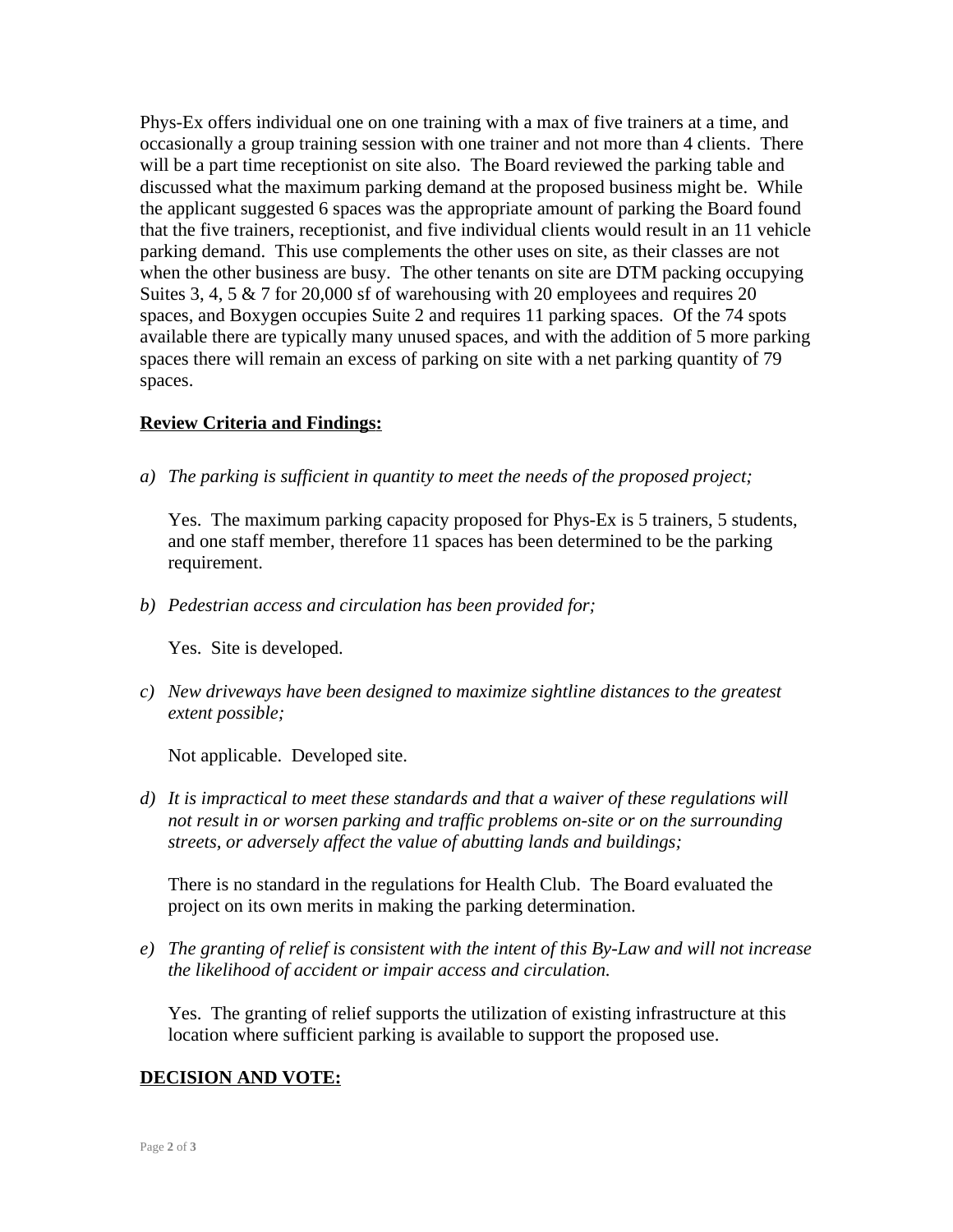Phys-Ex offers individual one on one training with a max of five trainers at a time, and occasionally a group training session with one trainer and not more than 4 clients. There will be a part time receptionist on site also. The Board reviewed the parking table and discussed what the maximum parking demand at the proposed business might be. While the applicant suggested 6 spaces was the appropriate amount of parking the Board found that the five trainers, receptionist, and five individual clients would result in an 11 vehicle parking demand. This use complements the other uses on site, as their classes are not when the other business are busy. The other tenants on site are DTM packing occupying Suites 3, 4, 5 & 7 for 20,000 sf of warehousing with 20 employees and requires 20 spaces, and Boxygen occupies Suite 2 and requires 11 parking spaces. Of the 74 spots available there are typically many unused spaces, and with the addition of 5 more parking spaces there will remain an excess of parking on site with a net parking quantity of 79 spaces.

**Review Criteria and Findings:**

a) *The parking is sufficient in quantity to meet the needs of the proposed project;*

   Yes. The maximum parking capacity proposed for Phys-Ex is 5 trainers, 5 students, and one staff member, therefore 11 spaces has been determined to be the parking requirement.

b) *Pedestrian access and circulation has been provided for;*

   Yes. Site is developed.

c) *New driveways have been designed to maximize sightline distances to the greatest extent possible;*

   Not applicable. Developed site.

d) *It is impractical to meet these standards and that a waiver of these regulations will not result in or worsen parking and traffic problems on-site or on the surrounding streets, or adversely affect the value of abutting lands and buildings;*

   There is no standard in the regulations for Health Club. The Board evaluated the project on its own merits in making the parking determination.

e) *The granting of relief is consistent with the intent of this By-Law and will not increase the likelihood of accident or impair access and circulation.*

   Yes. The granting of relief supports the utilization of existing infrastructure at this location where sufficient parking is available to support the proposed use.

**DECISION AND VOTE:**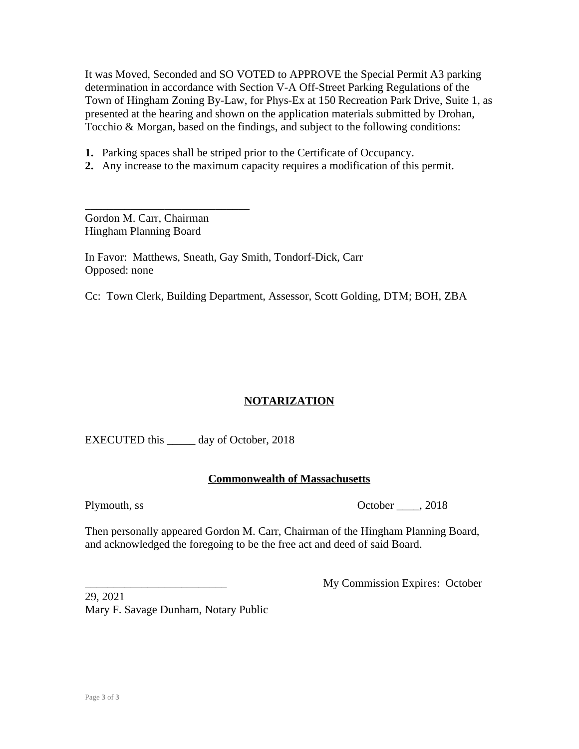It was Moved, Seconded and SO VOTED to APPROVE the Special Permit A3 parking determination in accordance with Section V-A Off-Street Parking Regulations of the Town of Hingham Zoning By-Law, for Phys-Ex at 150 Recreation Park Drive, Suite 1, as presented at the hearing and shown on the application materials submitted by Drohan, Tocchio & Morgan, based on the findings, and subject to the following conditions:

1. Parking spaces shall be striped prior to the Certificate of Occupancy.
2. Any increase to the maximum capacity requires a modification of this permit.

_____________________________

Gordon M. Carr, Chairman
Hingham Planning Board

In Favor: Matthews, Sneath, Gay Smith, Tondorf-Dick, Carr
Opposed: none

Cc: Town Clerk, Building Department, Assessor, Scott Golding, DTM; BOH, ZBA

**NOTARIZATION**

EXECUTED this _____ day of October, 2018

**Commonwealth of Massachusetts**

Plymouth, ss October ____, 2018

Then personally appeared Gordon M. Carr, Chairman of the Hingham Planning Board, and acknowledged the foregoing to be the free act and deed of said Board.

_________________________ My Commission Expires: October 29, 2021

Mary F. Savage Dunham, Notary Public